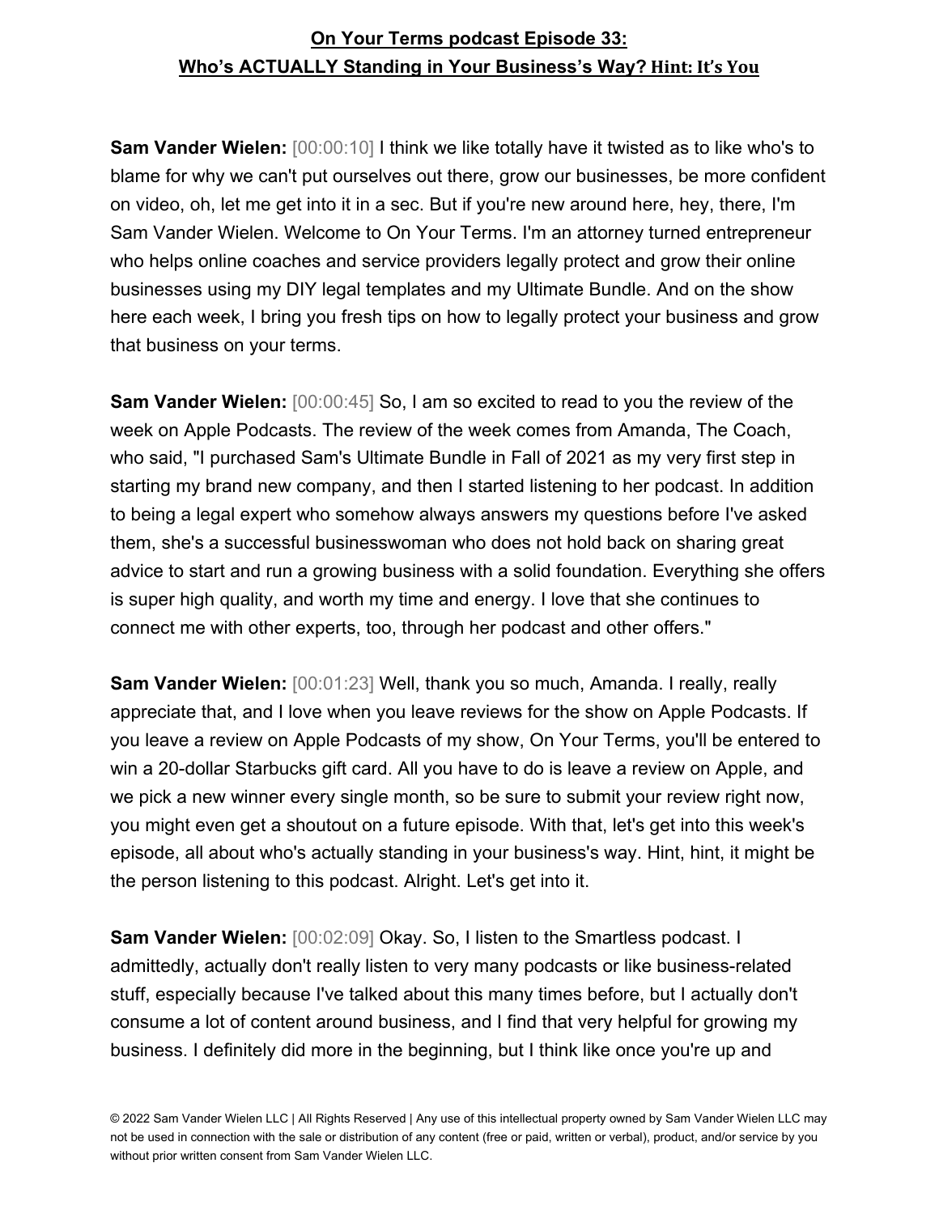# On Your Terms podcast Episode 33:
# Who's ACTUALLY Standing in Your Business's Way? Hint: It's You

**Sam Vander Wielen:** [00:00:10] I think we like totally have it twisted as to like who's to blame for why we can't put ourselves out there, grow our businesses, be more confident on video, oh, let me get into it in a sec. But if you're new around here, hey, there, I'm Sam Vander Wielen. Welcome to On Your Terms. I'm an attorney turned entrepreneur who helps online coaches and service providers legally protect and grow their online businesses using my DIY legal templates and my Ultimate Bundle. And on the show here each week, I bring you fresh tips on how to legally protect your business and grow that business on your terms.

**Sam Vander Wielen:** [00:00:45] So, I am so excited to read to you the review of the week on Apple Podcasts. The review of the week comes from Amanda, The Coach, who said, "I purchased Sam's Ultimate Bundle in Fall of 2021 as my very first step in starting my brand new company, and then I started listening to her podcast. In addition to being a legal expert who somehow always answers my questions before I've asked them, she's a successful businesswoman who does not hold back on sharing great advice to start and run a growing business with a solid foundation. Everything she offers is super high quality, and worth my time and energy. I love that she continues to connect me with other experts, too, through her podcast and other offers."

**Sam Vander Wielen:** [00:01:23] Well, thank you so much, Amanda. I really, really appreciate that, and I love when you leave reviews for the show on Apple Podcasts. If you leave a review on Apple Podcasts of my show, On Your Terms, you'll be entered to win a 20-dollar Starbucks gift card. All you have to do is leave a review on Apple, and we pick a new winner every single month, so be sure to submit your review right now, you might even get a shoutout on a future episode. With that, let's get into this week's episode, all about who's actually standing in your business's way. Hint, hint, it might be the person listening to this podcast. Alright. Let's get into it.

**Sam Vander Wielen:** [00:02:09] Okay. So, I listen to the Smartless podcast. I admittedly, actually don't really listen to very many podcasts or like business-related stuff, especially because I've talked about this many times before, but I actually don't consume a lot of content around business, and I find that very helpful for growing my business. I definitely did more in the beginning, but I think like once you're up and

© 2022 Sam Vander Wielen LLC | All Rights Reserved | Any use of this intellectual property owned by Sam Vander Wielen LLC may not be used in connection with the sale or distribution of any content (free or paid, written or verbal), product, and/or service by you without prior written consent from Sam Vander Wielen LLC.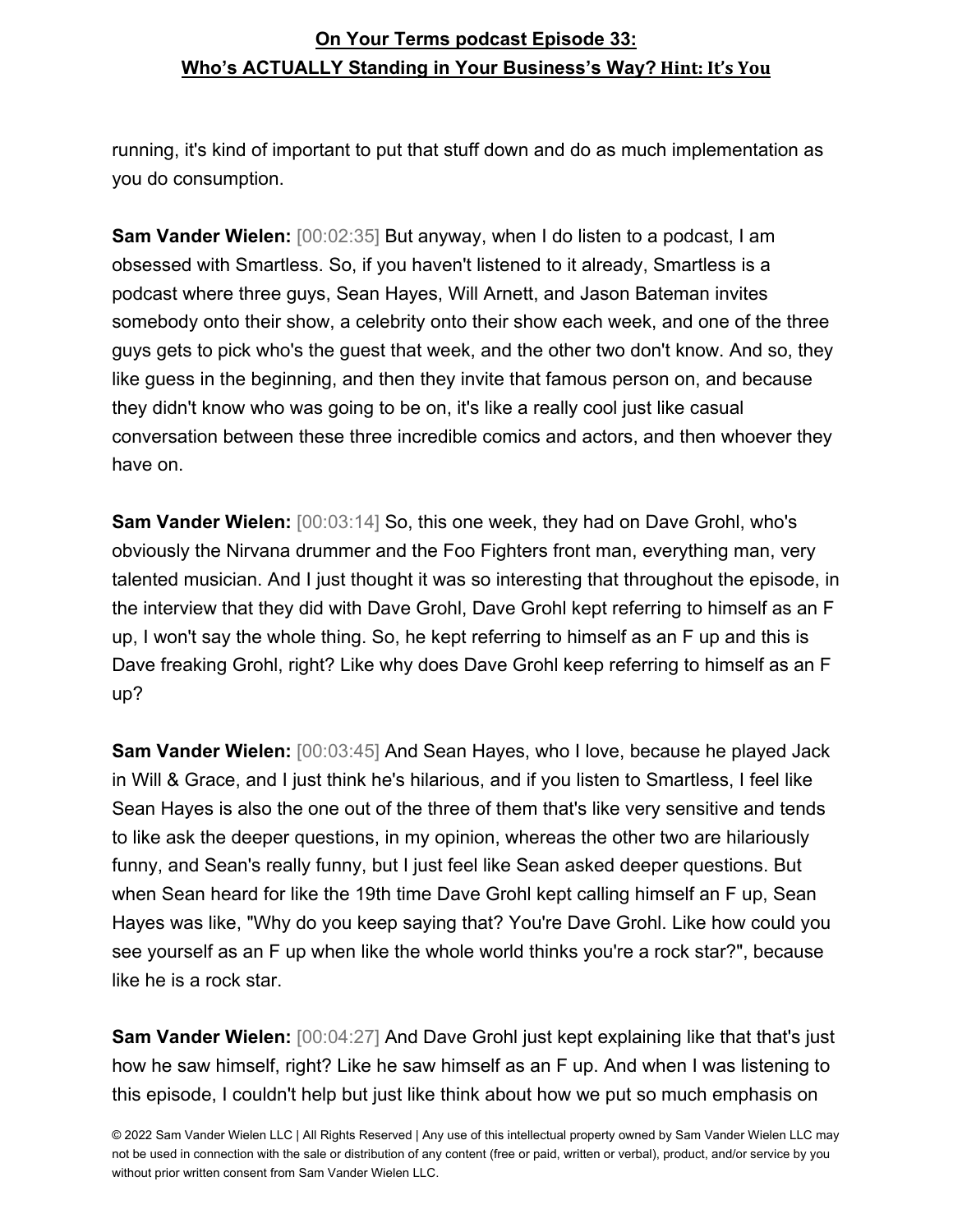running, it's kind of important to put that stuff down and do as much implementation as you do consumption.

**Sam Vander Wielen:** [00:02:35] But anyway, when I do listen to a podcast, I am obsessed with Smartless. So, if you haven't listened to it already, Smartless is a podcast where three guys, Sean Hayes, Will Arnett, and Jason Bateman invites somebody onto their show, a celebrity onto their show each week, and one of the three guys gets to pick who's the guest that week, and the other two don't know. And so, they like guess in the beginning, and then they invite that famous person on, and because they didn't know who was going to be on, it's like a really cool just like casual conversation between these three incredible comics and actors, and then whoever they have on.

**Sam Vander Wielen:** [00:03:14] So, this one week, they had on Dave Grohl, who's obviously the Nirvana drummer and the Foo Fighters front man, everything man, very talented musician. And I just thought it was so interesting that throughout the episode, in the interview that they did with Dave Grohl, Dave Grohl kept referring to himself as an F up, I won't say the whole thing. So, he kept referring to himself as an F up and this is Dave freaking Grohl, right? Like why does Dave Grohl keep referring to himself as an F up?

**Sam Vander Wielen:** [00:03:45] And Sean Hayes, who I love, because he played Jack in Will & Grace, and I just think he's hilarious, and if you listen to Smartless, I feel like Sean Hayes is also the one out of the three of them that's like very sensitive and tends to like ask the deeper questions, in my opinion, whereas the other two are hilariously funny, and Sean's really funny, but I just feel like Sean asked deeper questions. But when Sean heard for like the 19th time Dave Grohl kept calling himself an F up, Sean Hayes was like, "Why do you keep saying that? You're Dave Grohl. Like how could you see yourself as an F up when like the whole world thinks you're a rock star?", because like he is a rock star.

**Sam Vander Wielen:** [00:04:27] And Dave Grohl just kept explaining like that that's just how he saw himself, right? Like he saw himself as an F up. And when I was listening to this episode, I couldn't help but just like think about how we put so much emphasis on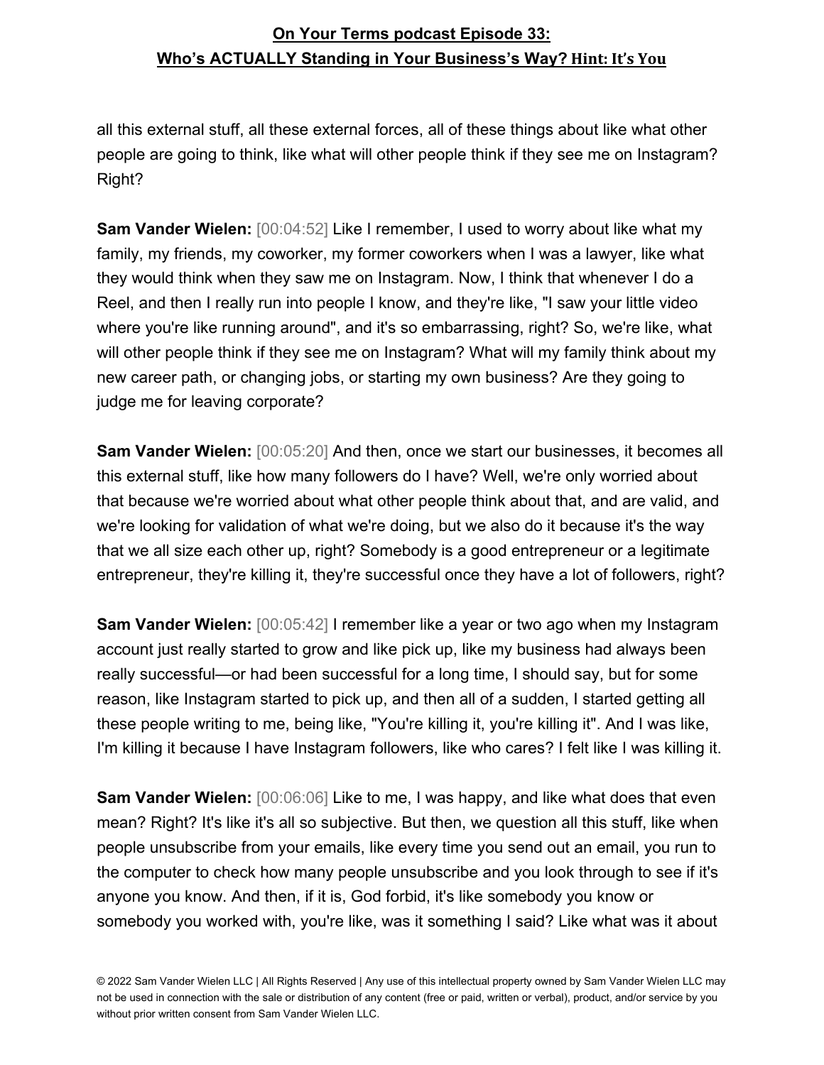all this external stuff, all these external forces, all of these things about like what other people are going to think, like what will other people think if they see me on Instagram? Right?

**Sam Vander Wielen:** [00:04:52] Like I remember, I used to worry about like what my family, my friends, my coworker, my former coworkers when I was a lawyer, like what they would think when they saw me on Instagram. Now, I think that whenever I do a Reel, and then I really run into people I know, and they're like, "I saw your little video where you're like running around", and it's so embarrassing, right? So, we're like, what will other people think if they see me on Instagram? What will my family think about my new career path, or changing jobs, or starting my own business? Are they going to judge me for leaving corporate?

**Sam Vander Wielen:** [00:05:20] And then, once we start our businesses, it becomes all this external stuff, like how many followers do I have? Well, we're only worried about that because we're worried about what other people think about that, and are valid, and we're looking for validation of what we're doing, but we also do it because it's the way that we all size each other up, right? Somebody is a good entrepreneur or a legitimate entrepreneur, they're killing it, they're successful once they have a lot of followers, right?

**Sam Vander Wielen:** [00:05:42] I remember like a year or two ago when my Instagram account just really started to grow and like pick up, like my business had always been really successful—or had been successful for a long time, I should say, but for some reason, like Instagram started to pick up, and then all of a sudden, I started getting all these people writing to me, being like, "You're killing it, you're killing it". And I was like, I'm killing it because I have Instagram followers, like who cares? I felt like I was killing it.

**Sam Vander Wielen:** [00:06:06] Like to me, I was happy, and like what does that even mean? Right? It's like it's all so subjective. But then, we question all this stuff, like when people unsubscribe from your emails, like every time you send out an email, you run to the computer to check how many people unsubscribe and you look through to see if it's anyone you know. And then, if it is, God forbid, it's like somebody you know or somebody you worked with, you're like, was it something I said? Like what was it about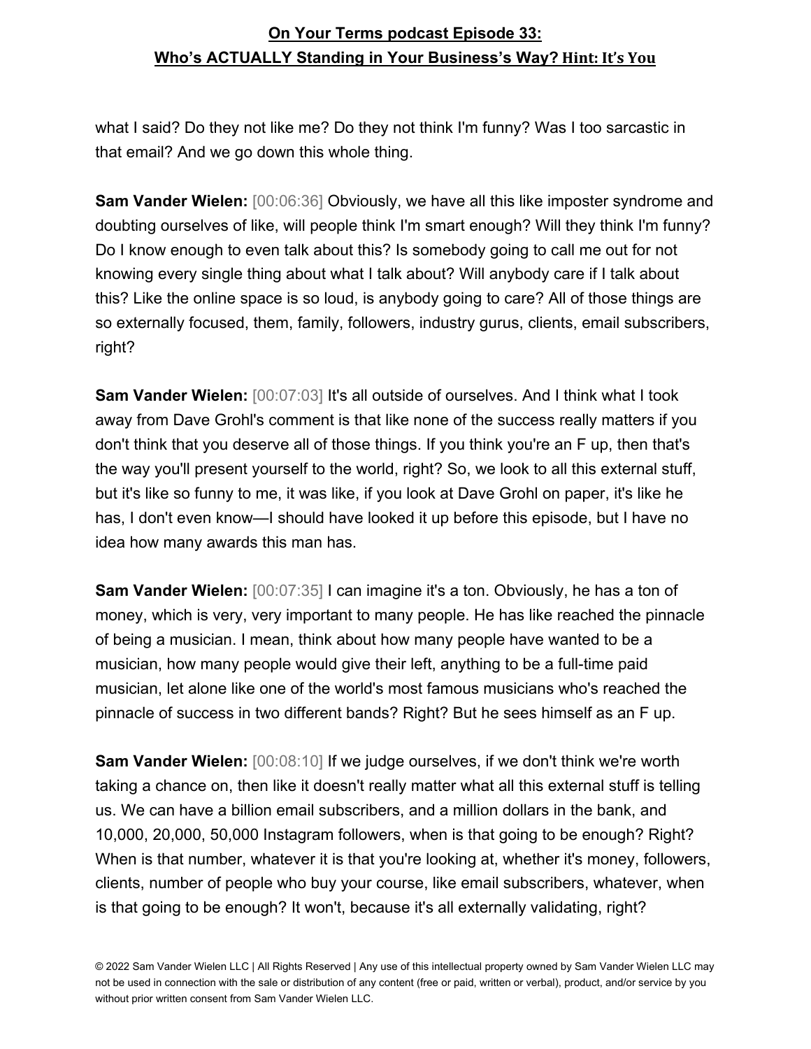what I said? Do they not like me? Do they not think I'm funny? Was I too sarcastic in that email? And we go down this whole thing.

**Sam Vander Wielen:** [00:06:36] Obviously, we have all this like imposter syndrome and doubting ourselves of like, will people think I'm smart enough? Will they think I'm funny? Do I know enough to even talk about this? Is somebody going to call me out for not knowing every single thing about what I talk about? Will anybody care if I talk about this? Like the online space is so loud, is anybody going to care? All of those things are so externally focused, them, family, followers, industry gurus, clients, email subscribers, right?

**Sam Vander Wielen:** [00:07:03] It's all outside of ourselves. And I think what I took away from Dave Grohl's comment is that like none of the success really matters if you don't think that you deserve all of those things. If you think you're an F up, then that's the way you'll present yourself to the world, right? So, we look to all this external stuff, but it's like so funny to me, it was like, if you look at Dave Grohl on paper, it's like he has, I don't even know—I should have looked it up before this episode, but I have no idea how many awards this man has.

**Sam Vander Wielen:** [00:07:35] I can imagine it's a ton. Obviously, he has a ton of money, which is very, very important to many people. He has like reached the pinnacle of being a musician. I mean, think about how many people have wanted to be a musician, how many people would give their left, anything to be a full-time paid musician, let alone like one of the world's most famous musicians who's reached the pinnacle of success in two different bands? Right? But he sees himself as an F up.

**Sam Vander Wielen:** [00:08:10] If we judge ourselves, if we don't think we're worth taking a chance on, then like it doesn't really matter what all this external stuff is telling us. We can have a billion email subscribers, and a million dollars in the bank, and 10,000, 20,000, 50,000 Instagram followers, when is that going to be enough? Right? When is that number, whatever it is that you're looking at, whether it's money, followers, clients, number of people who buy your course, like email subscribers, whatever, when is that going to be enough? It won't, because it's all externally validating, right?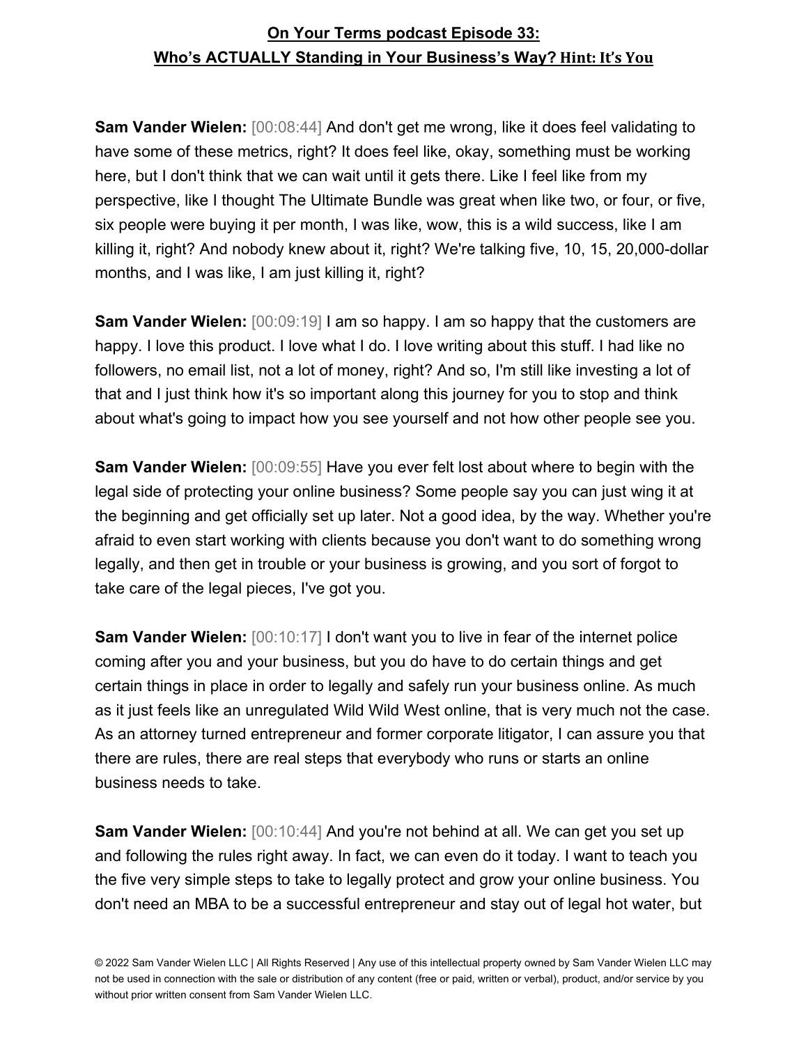**Sam Vander Wielen:** [00:08:44] And don't get me wrong, like it does feel validating to have some of these metrics, right? It does feel like, okay, something must be working here, but I don't think that we can wait until it gets there. Like I feel like from my perspective, like I thought The Ultimate Bundle was great when like two, or four, or five, six people were buying it per month, I was like, wow, this is a wild success, like I am killing it, right? And nobody knew about it, right? We're talking five, 10, 15, 20,000-dollar months, and I was like, I am just killing it, right?

**Sam Vander Wielen:** [00:09:19] I am so happy. I am so happy that the customers are happy. I love this product. I love what I do. I love writing about this stuff. I had like no followers, no email list, not a lot of money, right? And so, I'm still like investing a lot of that and I just think how it's so important along this journey for you to stop and think about what's going to impact how you see yourself and not how other people see you.

**Sam Vander Wielen:** [00:09:55] Have you ever felt lost about where to begin with the legal side of protecting your online business? Some people say you can just wing it at the beginning and get officially set up later. Not a good idea, by the way. Whether you're afraid to even start working with clients because you don't want to do something wrong legally, and then get in trouble or your business is growing, and you sort of forgot to take care of the legal pieces, I've got you.

**Sam Vander Wielen:** [00:10:17] I don't want you to live in fear of the internet police coming after you and your business, but you do have to do certain things and get certain things in place in order to legally and safely run your business online. As much as it just feels like an unregulated Wild Wild West online, that is very much not the case. As an attorney turned entrepreneur and former corporate litigator, I can assure you that there are rules, there are real steps that everybody who runs or starts an online business needs to take.

**Sam Vander Wielen:** [00:10:44] And you're not behind at all. We can get you set up and following the rules right away. In fact, we can even do it today. I want to teach you the five very simple steps to take to legally protect and grow your online business. You don't need an MBA to be a successful entrepreneur and stay out of legal hot water, but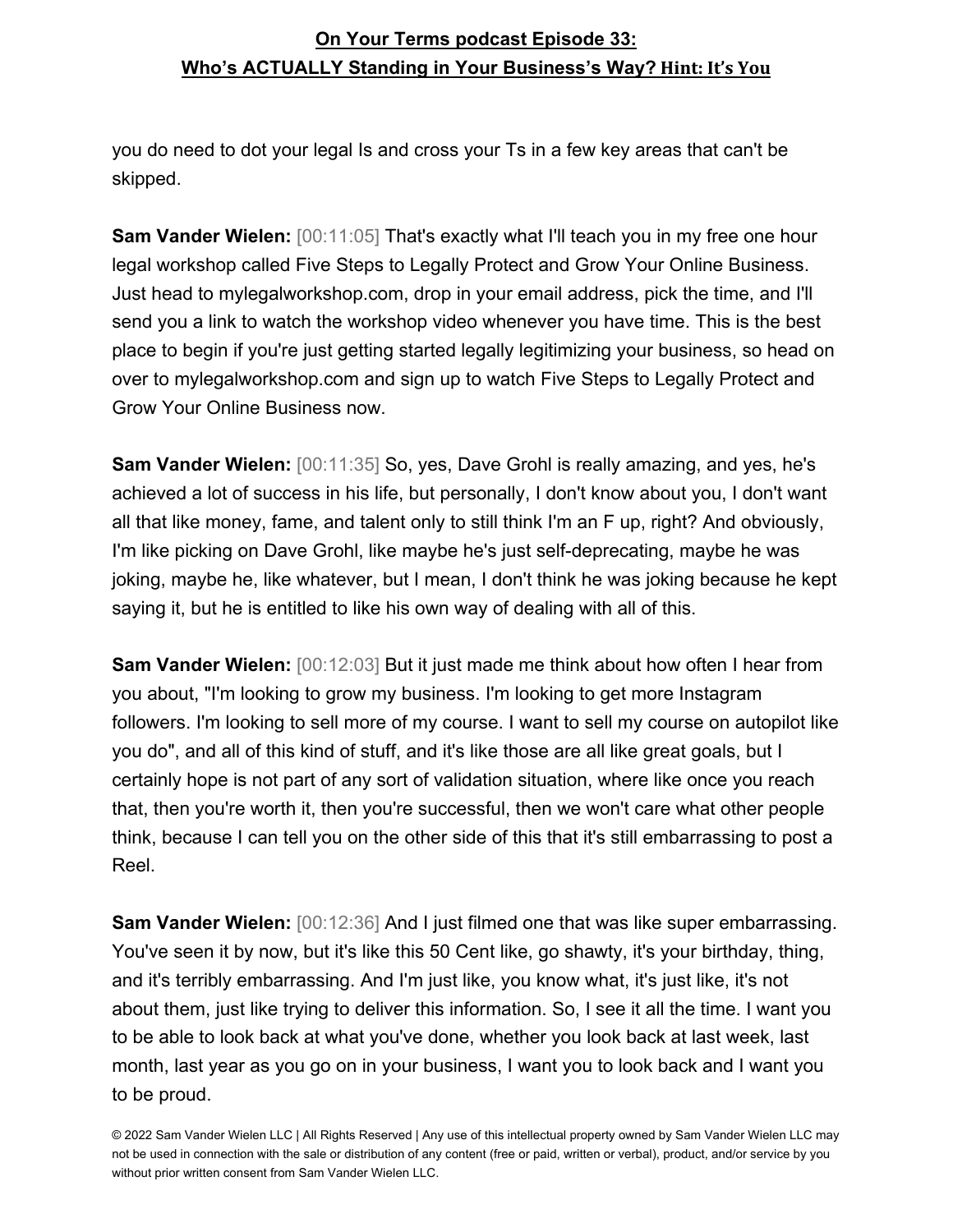you do need to dot your legal Is and cross your Ts in a few key areas that can't be skipped.

**Sam Vander Wielen:** [00:11:05] That's exactly what I'll teach you in my free one hour legal workshop called Five Steps to Legally Protect and Grow Your Online Business. Just head to mylegalworkshop.com, drop in your email address, pick the time, and I'll send you a link to watch the workshop video whenever you have time. This is the best place to begin if you're just getting started legally legitimizing your business, so head on over to mylegalworkshop.com and sign up to watch Five Steps to Legally Protect and Grow Your Online Business now.

**Sam Vander Wielen:** [00:11:35] So, yes, Dave Grohl is really amazing, and yes, he's achieved a lot of success in his life, but personally, I don't know about you, I don't want all that like money, fame, and talent only to still think I'm an F up, right? And obviously, I'm like picking on Dave Grohl, like maybe he's just self-deprecating, maybe he was joking, maybe he, like whatever, but I mean, I don't think he was joking because he kept saying it, but he is entitled to like his own way of dealing with all of this.

**Sam Vander Wielen:** [00:12:03] But it just made me think about how often I hear from you about, "I'm looking to grow my business. I'm looking to get more Instagram followers. I'm looking to sell more of my course. I want to sell my course on autopilot like you do", and all of this kind of stuff, and it's like those are all like great goals, but I certainly hope is not part of any sort of validation situation, where like once you reach that, then you're worth it, then you're successful, then we won't care what other people think, because I can tell you on the other side of this that it's still embarrassing to post a Reel.

**Sam Vander Wielen:** [00:12:36] And I just filmed one that was like super embarrassing. You've seen it by now, but it's like this 50 Cent like, go shawty, it's your birthday, thing, and it's terribly embarrassing. And I'm just like, you know what, it's just like, it's not about them, just like trying to deliver this information. So, I see it all the time. I want you to be able to look back at what you've done, whether you look back at last week, last month, last year as you go on in your business, I want you to look back and I want you to be proud.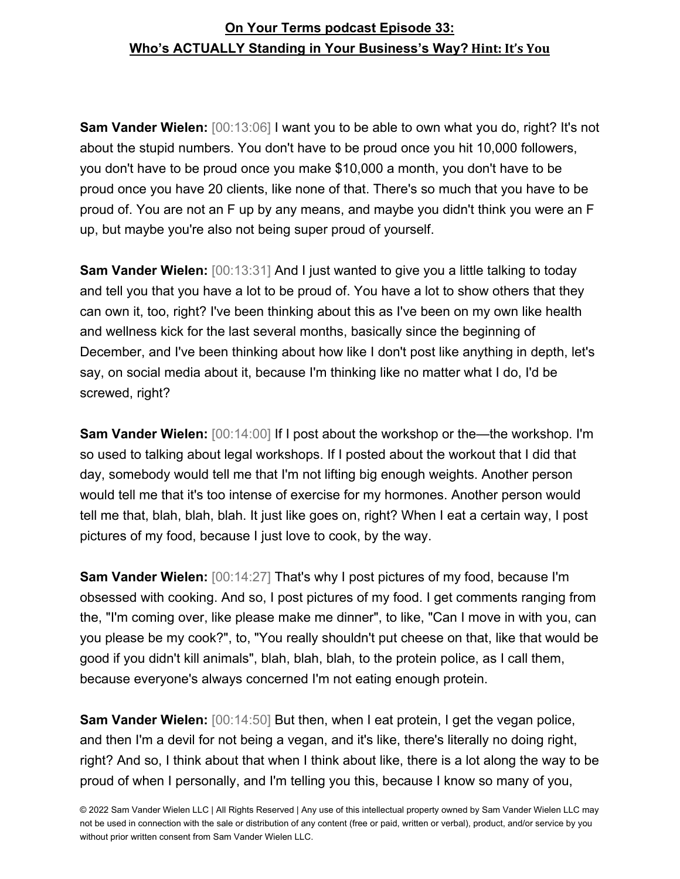Sam Vander Wielen: [00:13:06] I want you to be able to own what you do, right? It's not about the stupid numbers. You don't have to be proud once you hit 10,000 followers, you don't have to be proud once you make $10,000 a month, you don't have to be proud once you have 20 clients, like none of that. There's so much that you have to be proud of. You are not an F up by any means, and maybe you didn't think you were an F up, but maybe you're also not being super proud of yourself.

**Sam Vander Wielen:** [00:13:31] And I just wanted to give you a little talking to today and tell you that you have a lot to be proud of. You have a lot to show others that they can own it, too, right? I've been thinking about this as I've been on my own like health and wellness kick for the last several months, basically since the beginning of December, and I've been thinking about how like I don't post like anything in depth, let's say, on social media about it, because I'm thinking like no matter what I do, I'd be screwed, right?

**Sam Vander Wielen:** [00:14:00] If I post about the workshop or the—the workshop. I'm so used to talking about legal workshops. If I posted about the workout that I did that day, somebody would tell me that I'm not lifting big enough weights. Another person would tell me that it's too intense of exercise for my hormones. Another person would tell me that, blah, blah, blah. It just like goes on, right? When I eat a certain way, I post pictures of my food, because I just love to cook, by the way.

**Sam Vander Wielen:** [00:14:27] That's why I post pictures of my food, because I'm obsessed with cooking. And so, I post pictures of my food. I get comments ranging from the, "I'm coming over, like please make me dinner", to like, "Can I move in with you, can you please be my cook?", to, "You really shouldn't put cheese on that, like that would be good if you didn't kill animals", blah, blah, blah, to the protein police, as I call them, because everyone's always concerned I'm not eating enough protein.

**Sam Vander Wielen:** [00:14:50] But then, when I eat protein, I get the vegan police, and then I'm a devil for not being a vegan, and it's like, there's literally no doing right, right? And so, I think about that when I think about like, there is a lot along the way to be proud of when I personally, and I'm telling you this, because I know so many of you,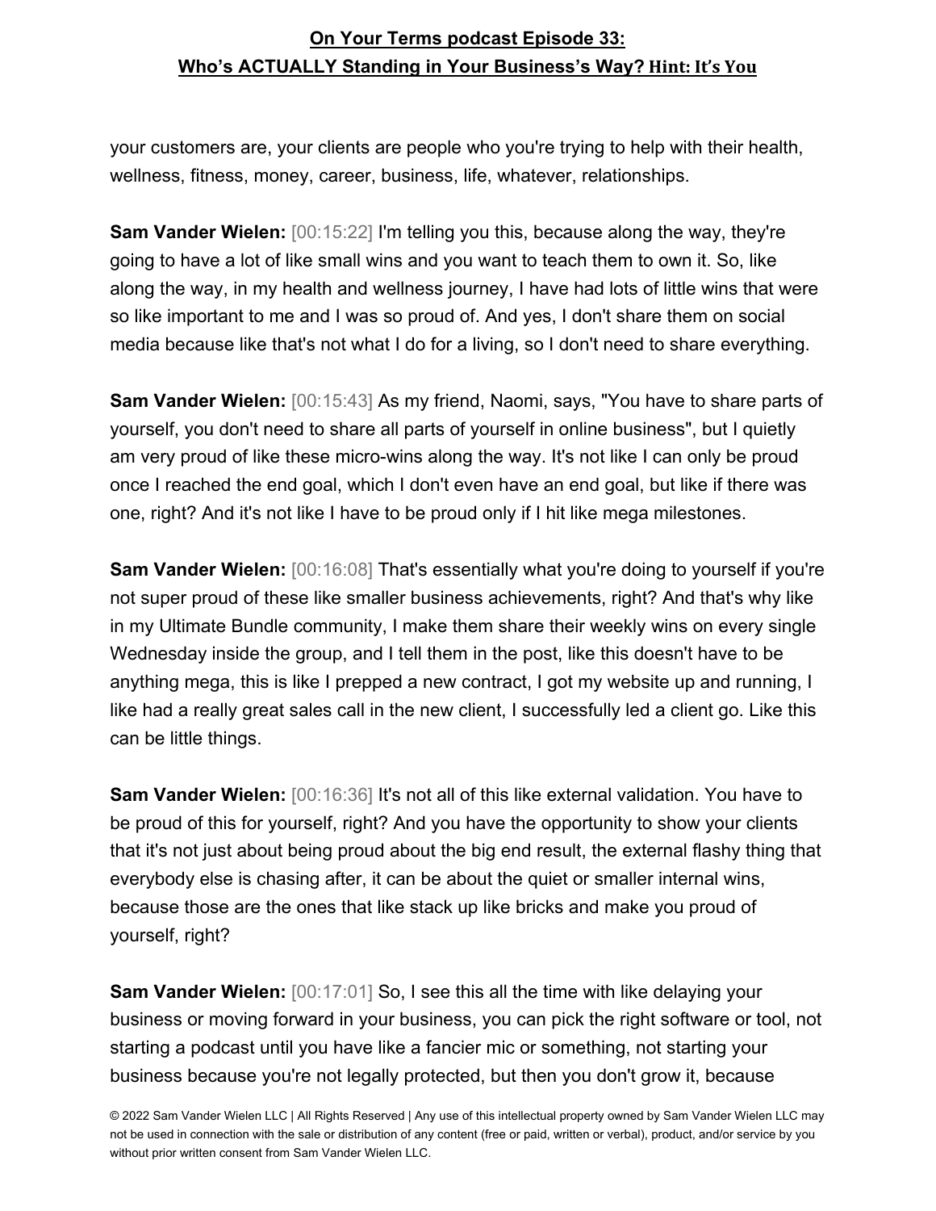your customers are, your clients are people who you're trying to help with their health, wellness, fitness, money, career, business, life, whatever, relationships.

**Sam Vander Wielen:** [00:15:22] I'm telling you this, because along the way, they're going to have a lot of like small wins and you want to teach them to own it. So, like along the way, in my health and wellness journey, I have had lots of little wins that were so like important to me and I was so proud of. And yes, I don't share them on social media because like that's not what I do for a living, so I don't need to share everything.

**Sam Vander Wielen:** [00:15:43] As my friend, Naomi, says, "You have to share parts of yourself, you don't need to share all parts of yourself in online business", but I quietly am very proud of like these micro-wins along the way. It's not like I can only be proud once I reached the end goal, which I don't even have an end goal, but like if there was one, right? And it's not like I have to be proud only if I hit like mega milestones.

**Sam Vander Wielen:** [00:16:08] That's essentially what you're doing to yourself if you're not super proud of these like smaller business achievements, right? And that's why like in my Ultimate Bundle community, I make them share their weekly wins on every single Wednesday inside the group, and I tell them in the post, like this doesn't have to be anything mega, this is like I prepped a new contract, I got my website up and running, I like had a really great sales call in the new client, I successfully led a client go. Like this can be little things.

**Sam Vander Wielen:** [00:16:36] It's not all of this like external validation. You have to be proud of this for yourself, right? And you have the opportunity to show your clients that it's not just about being proud about the big end result, the external flashy thing that everybody else is chasing after, it can be about the quiet or smaller internal wins, because those are the ones that like stack up like bricks and make you proud of yourself, right?

**Sam Vander Wielen:** [00:17:01] So, I see this all the time with like delaying your business or moving forward in your business, you can pick the right software or tool, not starting a podcast until you have like a fancier mic or something, not starting your business because you're not legally protected, but then you don't grow it, because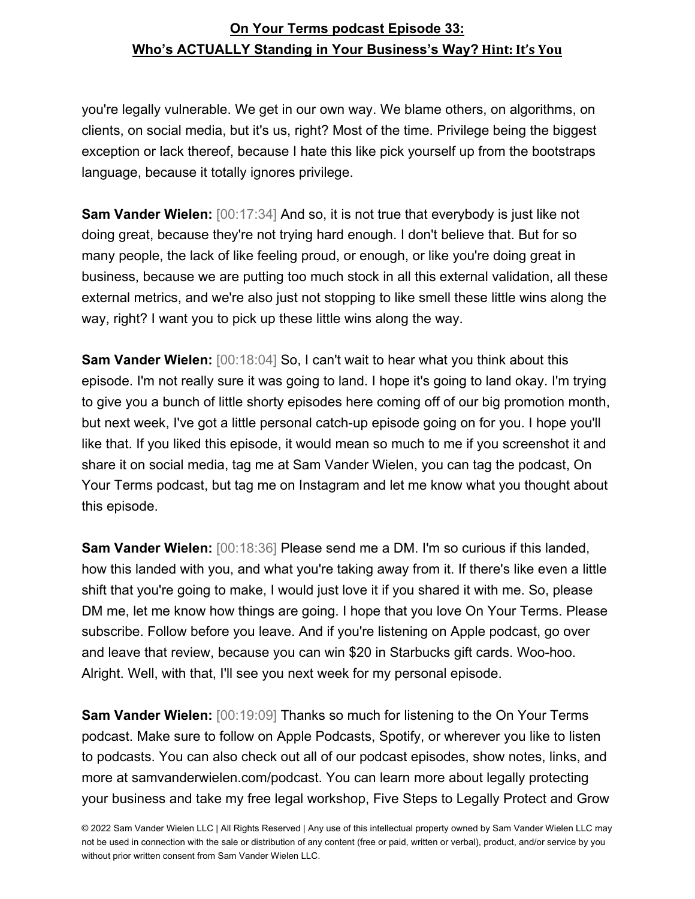you're legally vulnerable. We get in our own way. We blame others, on algorithms, on clients, on social media, but it's us, right? Most of the time. Privilege being the biggest exception or lack thereof, because I hate this like pick yourself up from the bootstraps language, because it totally ignores privilege.

**Sam Vander Wielen:** [00:17:34] And so, it is not true that everybody is just like not doing great, because they're not trying hard enough. I don't believe that. But for so many people, the lack of like feeling proud, or enough, or like you're doing great in business, because we are putting too much stock in all this external validation, all these external metrics, and we're also just not stopping to like smell these little wins along the way, right? I want you to pick up these little wins along the way.

**Sam Vander Wielen:** [00:18:04] So, I can't wait to hear what you think about this episode. I'm not really sure it was going to land. I hope it's going to land okay. I'm trying to give you a bunch of little shorty episodes here coming off of our big promotion month, but next week, I've got a little personal catch-up episode going on for you. I hope you'll like that. If you liked this episode, it would mean so much to me if you screenshot it and share it on social media, tag me at Sam Vander Wielen, you can tag the podcast, On Your Terms podcast, but tag me on Instagram and let me know what you thought about this episode.

**Sam Vander Wielen:** [00:18:36] Please send me a DM. I'm so curious if this landed, how this landed with you, and what you're taking away from it. If there's like even a little shift that you're going to make, I would just love it if you shared it with me. So, please DM me, let me know how things are going. I hope that you love On Your Terms. Please subscribe. Follow before you leave. And if you're listening on Apple podcast, go over and leave that review, because you can win $20 in Starbucks gift cards. Woo-hoo. Alright. Well, with that, I'll see you next week for my personal episode.

**Sam Vander Wielen:** [00:19:09] Thanks so much for listening to the On Your Terms podcast. Make sure to follow on Apple Podcasts, Spotify, or wherever you like to listen to podcasts. You can also check out all of our podcast episodes, show notes, links, and more at samvanderwielen.com/podcast. You can learn more about legally protecting your business and take my free legal workshop, Five Steps to Legally Protect and Grow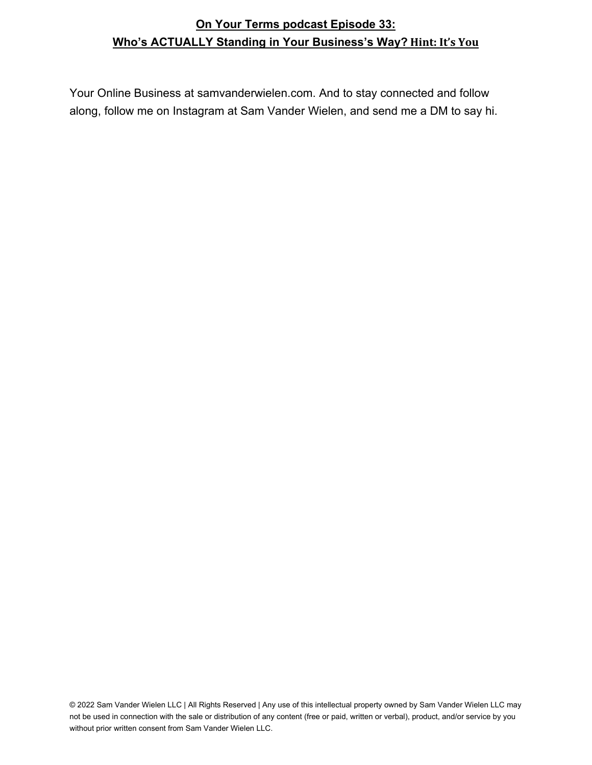Your Online Business at samvanderwielen.com. And to stay connected and follow along, follow me on Instagram at Sam Vander Wielen, and send me a DM to say hi.